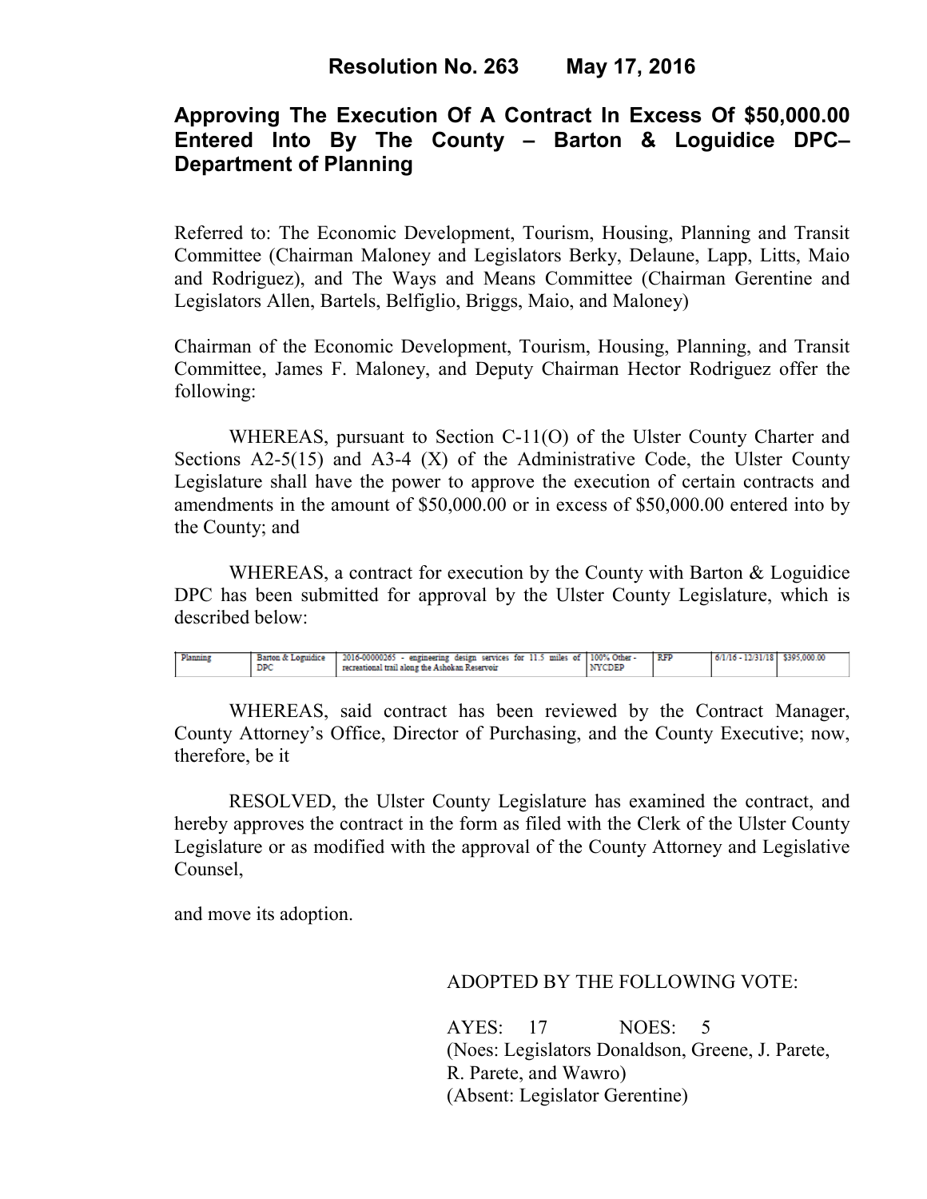# Resolution No. 263 May 17, 2016

## Approving The Execution Of A Contract In Excess Of $50,000.00 Entered Into By The County – Barton & Loguidice DPC– Department of Planning

Referred to: The Economic Development, Tourism, Housing, Planning and Transit Committee (Chairman Maloney and Legislators Berky, Delaune, Lapp, Litts, Maio and Rodriguez), and The Ways and Means Committee (Chairman Gerentine and Legislators Allen, Bartels, Belfiglio, Briggs, Maio, and Maloney)

Chairman of the Economic Development, Tourism, Housing, Planning, and Transit Committee, James F. Maloney, and Deputy Chairman Hector Rodriguez offer the following:

WHEREAS, pursuant to Section C-11(O) of the Ulster County Charter and Sections A2-5(15) and A3-4 (X) of the Administrative Code, the Ulster County Legislature shall have the power to approve the execution of certain contracts and amendments in the amount of $50,000.00 or in excess of $50,000.00 entered into by the County; and

WHEREAS, a contract for execution by the County with Barton & Loguidice DPC has been submitted for approval by the Ulster County Legislature, which is described below:

| | | | | | | |
|---|---|---|---|---|---|---|
| Planning | Barton & Loguidice DPC | 2016-00000265 - engineering design services for 11.5 miles of recreational trail along the Ashokan Reservoir | 100% Other - NYCDEP | RFP | 6/1/16 - 12/31/18 | $395,000.00 |

WHEREAS, said contract has been reviewed by the Contract Manager, County Attorney's Office, Director of Purchasing, and the County Executive; now, therefore, be it

RESOLVED, the Ulster County Legislature has examined the contract, and hereby approves the contract in the form as filed with the Clerk of the Ulster County Legislature or as modified with the approval of the County Attorney and Legislative Counsel,

and move its adoption.

ADOPTED BY THE FOLLOWING VOTE:

AYES: 17 NOES: 5
(Noes: Legislators Donaldson, Greene, J. Parete, R. Parete, and Wawro)
(Absent: Legislator Gerentine)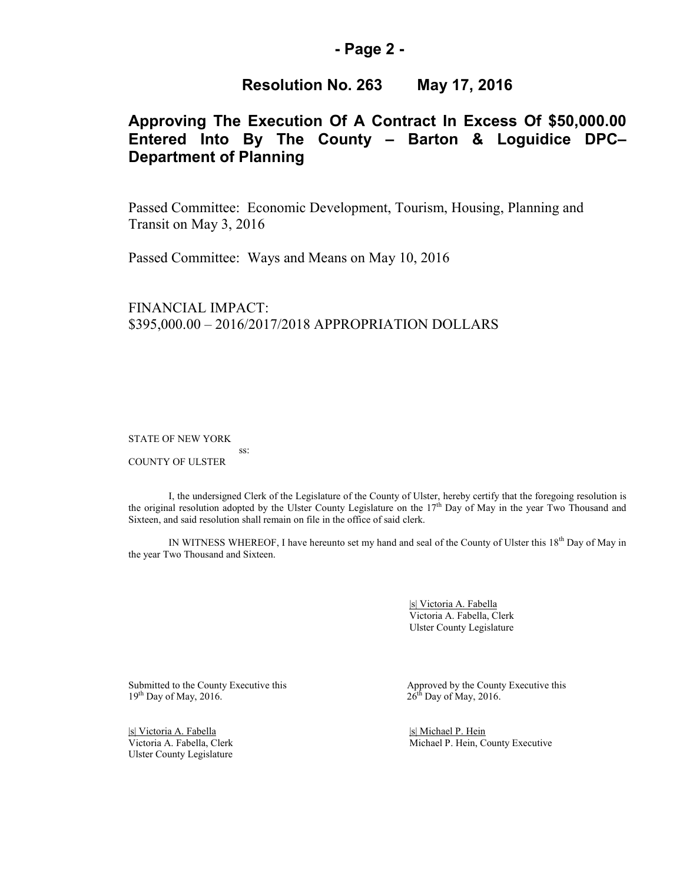## Resolution No. 263 May 17, 2016

## Approving The Execution Of A Contract In Excess Of $50,000.00 Entered Into By The County – Barton & Loguidice DPC– Department of Planning

Passed Committee: Economic Development, Tourism, Housing, Planning and Transit on May 3, 2016

Passed Committee: Ways and Means on May 10, 2016

FINANCIAL IMPACT:
$395,000.00 – 2016/2017/2018 APPROPRIATION DOLLARS

STATE OF NEW YORK
ss:
COUNTY OF ULSTER

I, the undersigned Clerk of the Legislature of the County of Ulster, hereby certify that the foregoing resolution is the original resolution adopted by the Ulster County Legislature on the 17th Day of May in the year Two Thousand and Sixteen, and said resolution shall remain on file in the office of said clerk.

IN WITNESS WHEREOF, I have hereunto set my hand and seal of the County of Ulster this 18th Day of May in the year Two Thousand and Sixteen.

|s| Victoria A. Fabella
Victoria A. Fabella, Clerk
Ulster County Legislature

Submitted to the County Executive this 19th Day of May, 2016.

|s| Victoria A. Fabella
Victoria A. Fabella, Clerk
Ulster County Legislature

Approved by the County Executive this 26th Day of May, 2016.

|s| Michael P. Hein
Michael P. Hein, County Executive